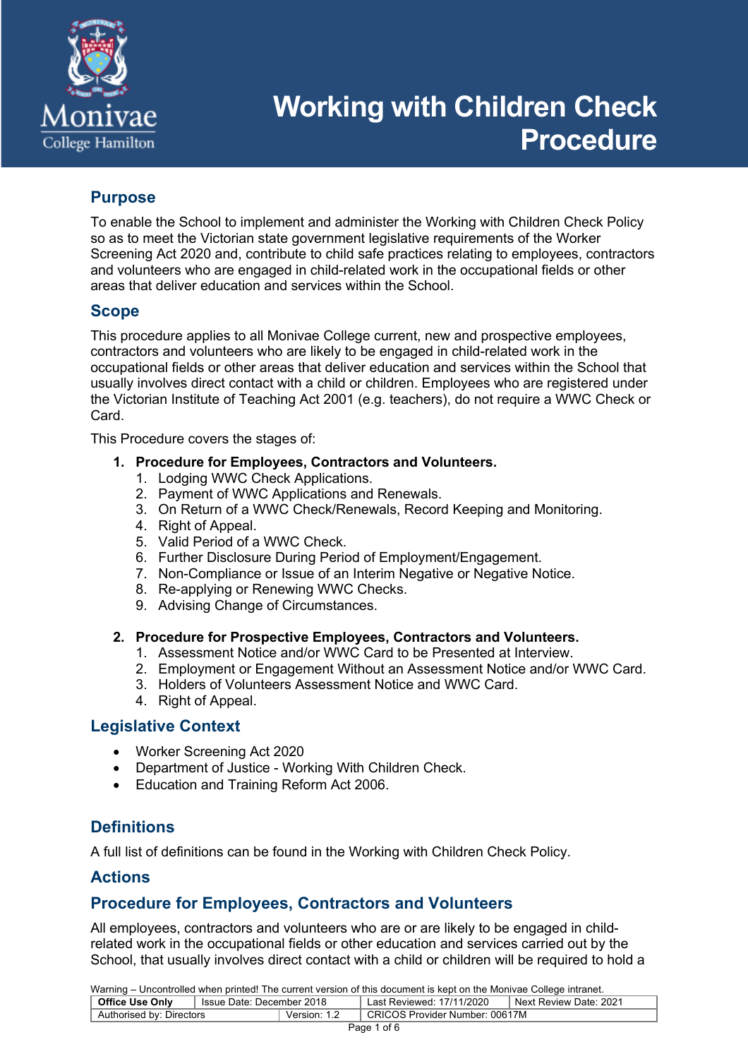# Working with Children Check Procedure

## Purpose

To enable the School to implement and administer the Working with Children Check Policy so as to meet the Victorian state government legislative requirements of the Worker Screening Act 2020 and, contribute to child safe practices relating to employees, contractors and volunteers who are engaged in child-related work in the occupational fields or other areas that deliver education and services within the School.

## Scope

This procedure applies to all Monivae College current, new and prospective employees, contractors and volunteers who are likely to be engaged in child-related work in the occupational fields or other areas that deliver education and services within the School that usually involves direct contact with a child or children. Employees who are registered under the Victorian Institute of Teaching Act 2001 (e.g. teachers), do not require a WWC Check or Card.

This Procedure covers the stages of:

1. **Procedure for Employees, Contractors and Volunteers.**
   1. Lodging WWC Check Applications.
   2. Payment of WWC Applications and Renewals.
   3. On Return of a WWC Check/Renewals, Record Keeping and Monitoring.
   4. Right of Appeal.
   5. Valid Period of a WWC Check.
   6. Further Disclosure During Period of Employment/Engagement.
   7. Non-Compliance or Issue of an Interim Negative or Negative Notice.
   8. Re-applying or Renewing WWC Checks.
   9. Advising Change of Circumstances.

2. **Procedure for Prospective Employees, Contractors and Volunteers.**
   1. Assessment Notice and/or WWC Card to be Presented at Interview.
   2. Employment or Engagement Without an Assessment Notice and/or WWC Card.
   3. Holders of Volunteers Assessment Notice and WWC Card.
   4. Right of Appeal.

## Legislative Context

- Worker Screening Act 2020
- Department of Justice - Working With Children Check.
- Education and Training Reform Act 2006.

## Definitions

A full list of definitions can be found in the Working with Children Check Policy.

## Actions

## Procedure for Employees, Contractors and Volunteers

All employees, contractors and volunteers who are or are likely to be engaged in child-related work in the occupational fields or other education and services carried out by the School, that usually involves direct contact with a child or children will be required to hold a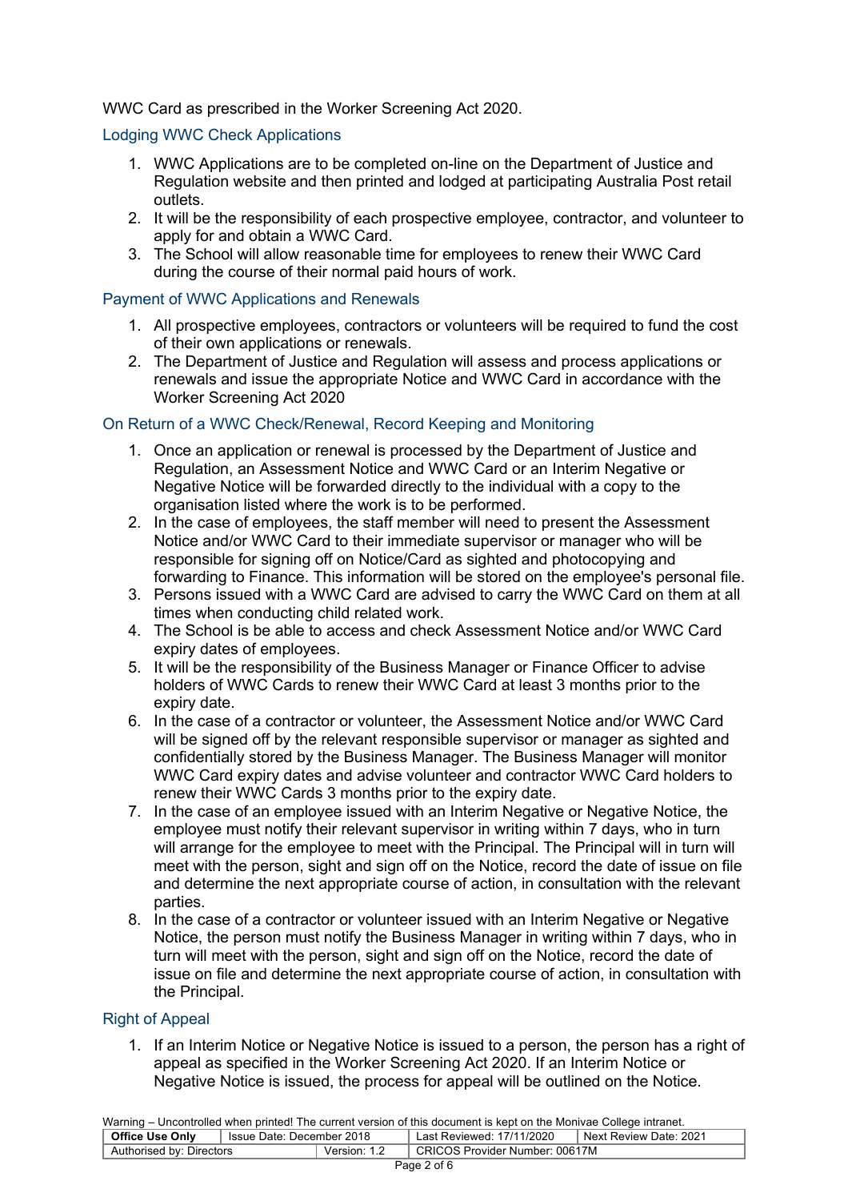WWC Card as prescribed in the Worker Screening Act 2020.

### Lodging WWC Check Applications

1. WWC Applications are to be completed on-line on the Department of Justice and Regulation website and then printed and lodged at participating Australia Post retail outlets.
2. It will be the responsibility of each prospective employee, contractor, and volunteer to apply for and obtain a WWC Card.
3. The School will allow reasonable time for employees to renew their WWC Card during the course of their normal paid hours of work.

### Payment of WWC Applications and Renewals

1. All prospective employees, contractors or volunteers will be required to fund the cost of their own applications or renewals.
2. The Department of Justice and Regulation will assess and process applications or renewals and issue the appropriate Notice and WWC Card in accordance with the Worker Screening Act 2020

### On Return of a WWC Check/Renewal, Record Keeping and Monitoring

1. Once an application or renewal is processed by the Department of Justice and Regulation, an Assessment Notice and WWC Card or an Interim Negative or Negative Notice will be forwarded directly to the individual with a copy to the organisation listed where the work is to be performed.
2. In the case of employees, the staff member will need to present the Assessment Notice and/or WWC Card to their immediate supervisor or manager who will be responsible for signing off on Notice/Card as sighted and photocopying and forwarding to Finance. This information will be stored on the employee's personal file.
3. Persons issued with a WWC Card are advised to carry the WWC Card on them at all times when conducting child related work.
4. The School is be able to access and check Assessment Notice and/or WWC Card expiry dates of employees.
5. It will be the responsibility of the Business Manager or Finance Officer to advise holders of WWC Cards to renew their WWC Card at least 3 months prior to the expiry date.
6. In the case of a contractor or volunteer, the Assessment Notice and/or WWC Card will be signed off by the relevant responsible supervisor or manager as sighted and confidentially stored by the Business Manager. The Business Manager will monitor WWC Card expiry dates and advise volunteer and contractor WWC Card holders to renew their WWC Cards 3 months prior to the expiry date.
7. In the case of an employee issued with an Interim Negative or Negative Notice, the employee must notify their relevant supervisor in writing within 7 days, who in turn will arrange for the employee to meet with the Principal. The Principal will in turn will meet with the person, sight and sign off on the Notice, record the date of issue on file and determine the next appropriate course of action, in consultation with the relevant parties.
8. In the case of a contractor or volunteer issued with an Interim Negative or Negative Notice, the person must notify the Business Manager in writing within 7 days, who in turn will meet with the person, sight and sign off on the Notice, record the date of issue on file and determine the next appropriate course of action, in consultation with the Principal.

### Right of Appeal

1. If an Interim Notice or Negative Notice is issued to a person, the person has a right of appeal as specified in the Worker Screening Act 2020. If an Interim Notice or Negative Notice is issued, the process for appeal will be outlined on the Notice.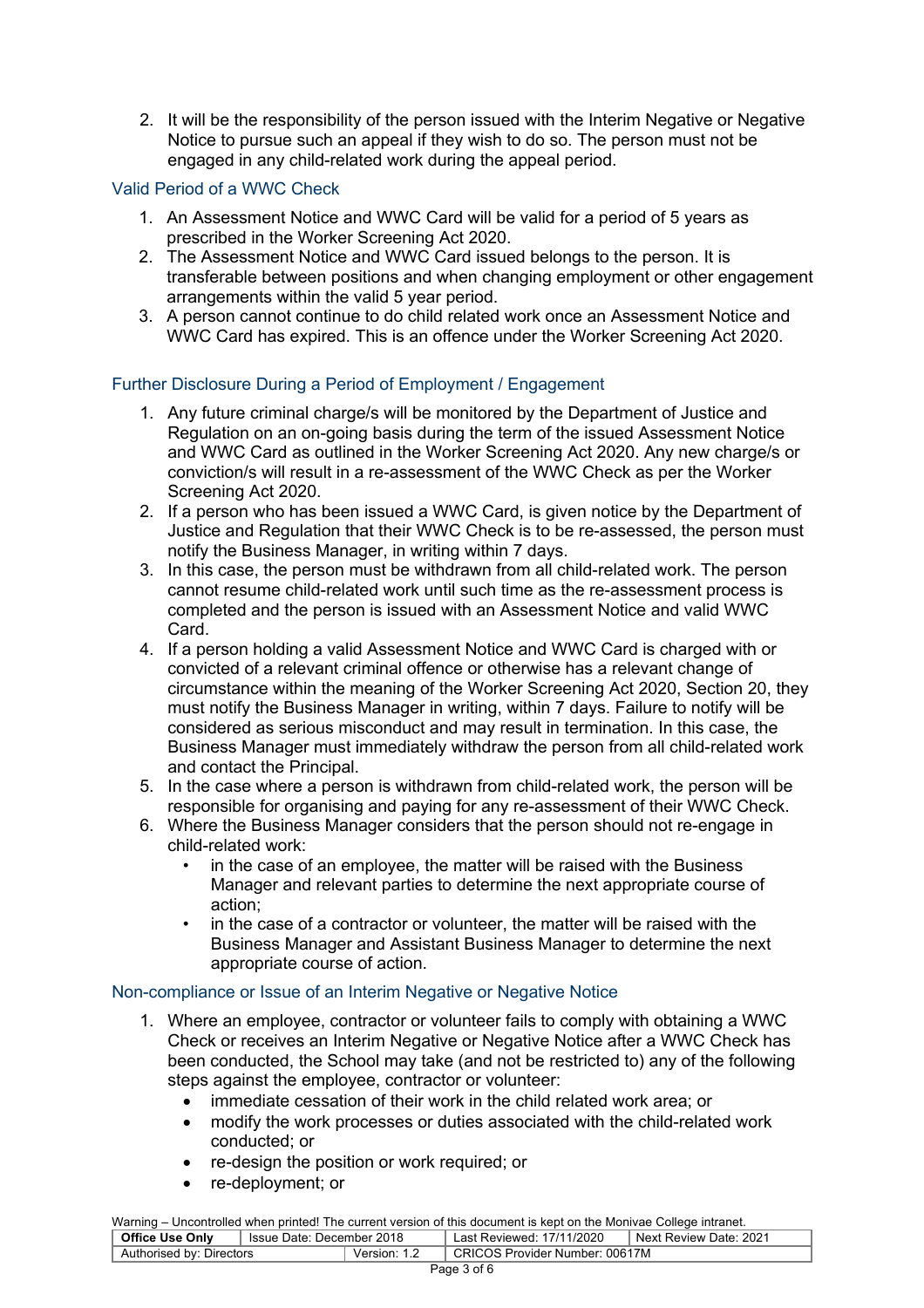2. It will be the responsibility of the person issued with the Interim Negative or Negative Notice to pursue such an appeal if they wish to do so. The person must not be engaged in any child-related work during the appeal period.

### Valid Period of a WWC Check

1. An Assessment Notice and WWC Card will be valid for a period of 5 years as prescribed in the Worker Screening Act 2020.
2. The Assessment Notice and WWC Card issued belongs to the person. It is transferable between positions and when changing employment or other engagement arrangements within the valid 5 year period.
3. A person cannot continue to do child related work once an Assessment Notice and WWC Card has expired. This is an offence under the Worker Screening Act 2020.

### Further Disclosure During a Period of Employment / Engagement

1. Any future criminal charge/s will be monitored by the Department of Justice and Regulation on an on-going basis during the term of the issued Assessment Notice and WWC Card as outlined in the Worker Screening Act 2020. Any new charge/s or conviction/s will result in a re-assessment of the WWC Check as per the Worker Screening Act 2020.
2. If a person who has been issued a WWC Card, is given notice by the Department of Justice and Regulation that their WWC Check is to be re-assessed, the person must notify the Business Manager, in writing within 7 days.
3. In this case, the person must be withdrawn from all child-related work. The person cannot resume child-related work until such time as the re-assessment process is completed and the person is issued with an Assessment Notice and valid WWC Card.
4. If a person holding a valid Assessment Notice and WWC Card is charged with or convicted of a relevant criminal offence or otherwise has a relevant change of circumstance within the meaning of the Worker Screening Act 2020, Section 20, they must notify the Business Manager in writing, within 7 days. Failure to notify will be considered as serious misconduct and may result in termination. In this case, the Business Manager must immediately withdraw the person from all child-related work and contact the Principal.
5. In the case where a person is withdrawn from child-related work, the person will be responsible for organising and paying for any re-assessment of their WWC Check.
6. Where the Business Manager considers that the person should not re-engage in child-related work:
   - in the case of an employee, the matter will be raised with the Business Manager and relevant parties to determine the next appropriate course of action;
   - in the case of a contractor or volunteer, the matter will be raised with the Business Manager and Assistant Business Manager to determine the next appropriate course of action.

### Non-compliance or Issue of an Interim Negative or Negative Notice

1. Where an employee, contractor or volunteer fails to comply with obtaining a WWC Check or receives an Interim Negative or Negative Notice after a WWC Check has been conducted, the School may take (and not be restricted to) any of the following steps against the employee, contractor or volunteer:
   - immediate cessation of their work in the child related work area; or
   - modify the work processes or duties associated with the child-related work conducted; or
   - re-design the position or work required; or
   - re-deployment; or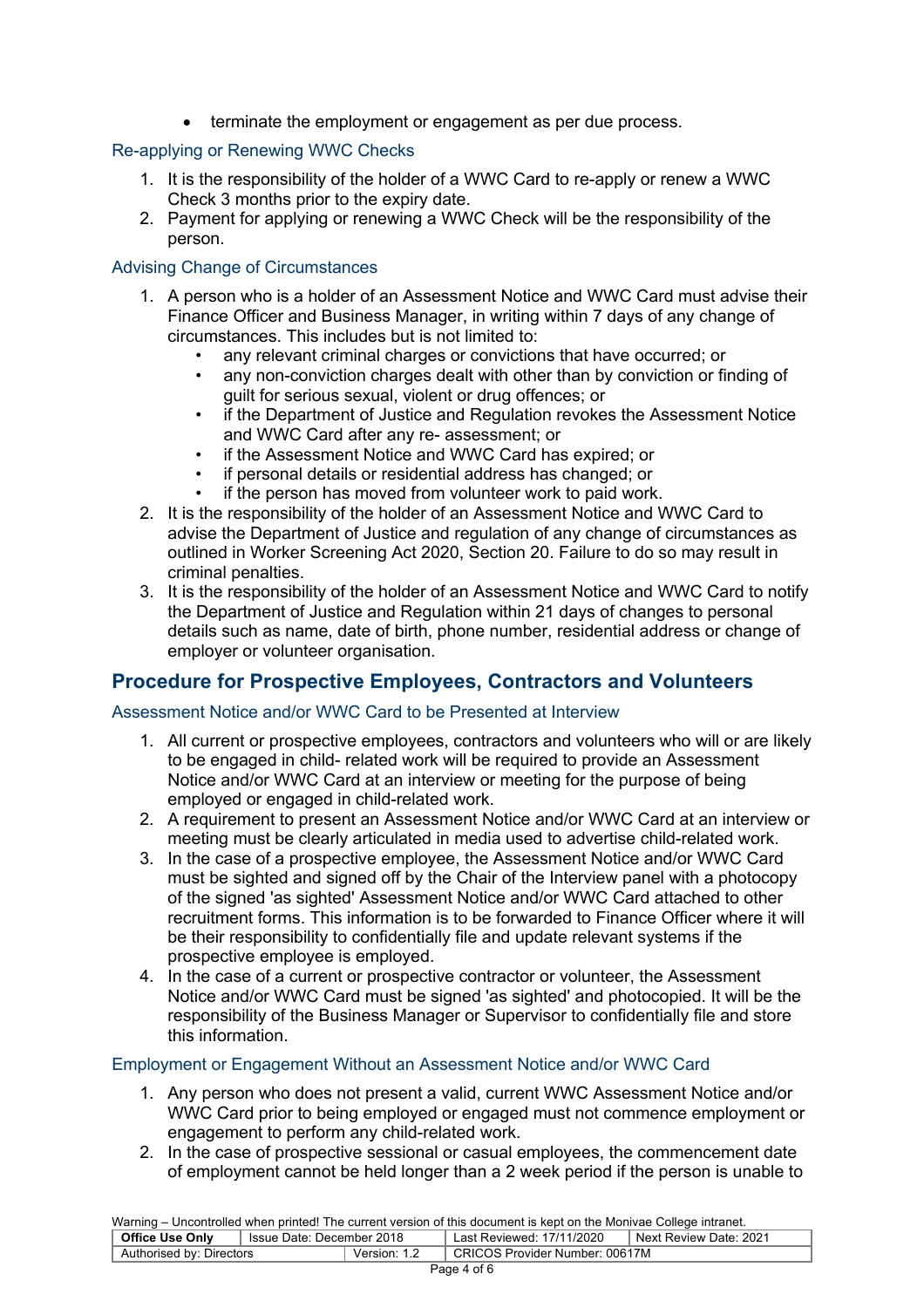- terminate the employment or engagement as per due process.

### Re-applying or Renewing WWC Checks

1. It is the responsibility of the holder of a WWC Card to re-apply or renew a WWC Check 3 months prior to the expiry date.
2. Payment for applying or renewing a WWC Check will be the responsibility of the person.

### Advising Change of Circumstances

1. A person who is a holder of an Assessment Notice and WWC Card must advise their Finance Officer and Business Manager, in writing within 7 days of any change of circumstances. This includes but is not limited to:
   - any relevant criminal charges or convictions that have occurred; or
   - any non-conviction charges dealt with other than by conviction or finding of guilt for serious sexual, violent or drug offences; or
   - if the Department of Justice and Regulation revokes the Assessment Notice and WWC Card after any re- assessment; or
   - if the Assessment Notice and WWC Card has expired; or
   - if personal details or residential address has changed; or
   - if the person has moved from volunteer work to paid work.
2. It is the responsibility of the holder of an Assessment Notice and WWC Card to advise the Department of Justice and regulation of any change of circumstances as outlined in Worker Screening Act 2020, Section 20. Failure to do so may result in criminal penalties.
3. It is the responsibility of the holder of an Assessment Notice and WWC Card to notify the Department of Justice and Regulation within 21 days of changes to personal details such as name, date of birth, phone number, residential address or change of employer or volunteer organisation.

## Procedure for Prospective Employees, Contractors and Volunteers

### Assessment Notice and/or WWC Card to be Presented at Interview

1. All current or prospective employees, contractors and volunteers who will or are likely to be engaged in child- related work will be required to provide an Assessment Notice and/or WWC Card at an interview or meeting for the purpose of being employed or engaged in child-related work.
2. A requirement to present an Assessment Notice and/or WWC Card at an interview or meeting must be clearly articulated in media used to advertise child-related work.
3. In the case of a prospective employee, the Assessment Notice and/or WWC Card must be sighted and signed off by the Chair of the Interview panel with a photocopy of the signed 'as sighted' Assessment Notice and/or WWC Card attached to other recruitment forms. This information is to be forwarded to Finance Officer where it will be their responsibility to confidentially file and update relevant systems if the prospective employee is employed.
4. In the case of a current or prospective contractor or volunteer, the Assessment Notice and/or WWC Card must be signed 'as sighted' and photocopied. It will be the responsibility of the Business Manager or Supervisor to confidentially file and store this information.

### Employment or Engagement Without an Assessment Notice and/or WWC Card

1. Any person who does not present a valid, current WWC Assessment Notice and/or WWC Card prior to being employed or engaged must not commence employment or engagement to perform any child-related work.
2. In the case of prospective sessional or casual employees, the commencement date of employment cannot be held longer than a 2 week period if the person is unable to

Warning – Uncontrolled when printed! The current version of this document is kept on the Monivae College intranet.

| Office Use Only | Issue Date: December 2018 | Last Reviewed: 17/11/2020 | Next Review Date: 2021 |
|---|---|---|---|
| Authorised by: Directors | Version: 1.2 | CRICOS Provider Number: 00617M | |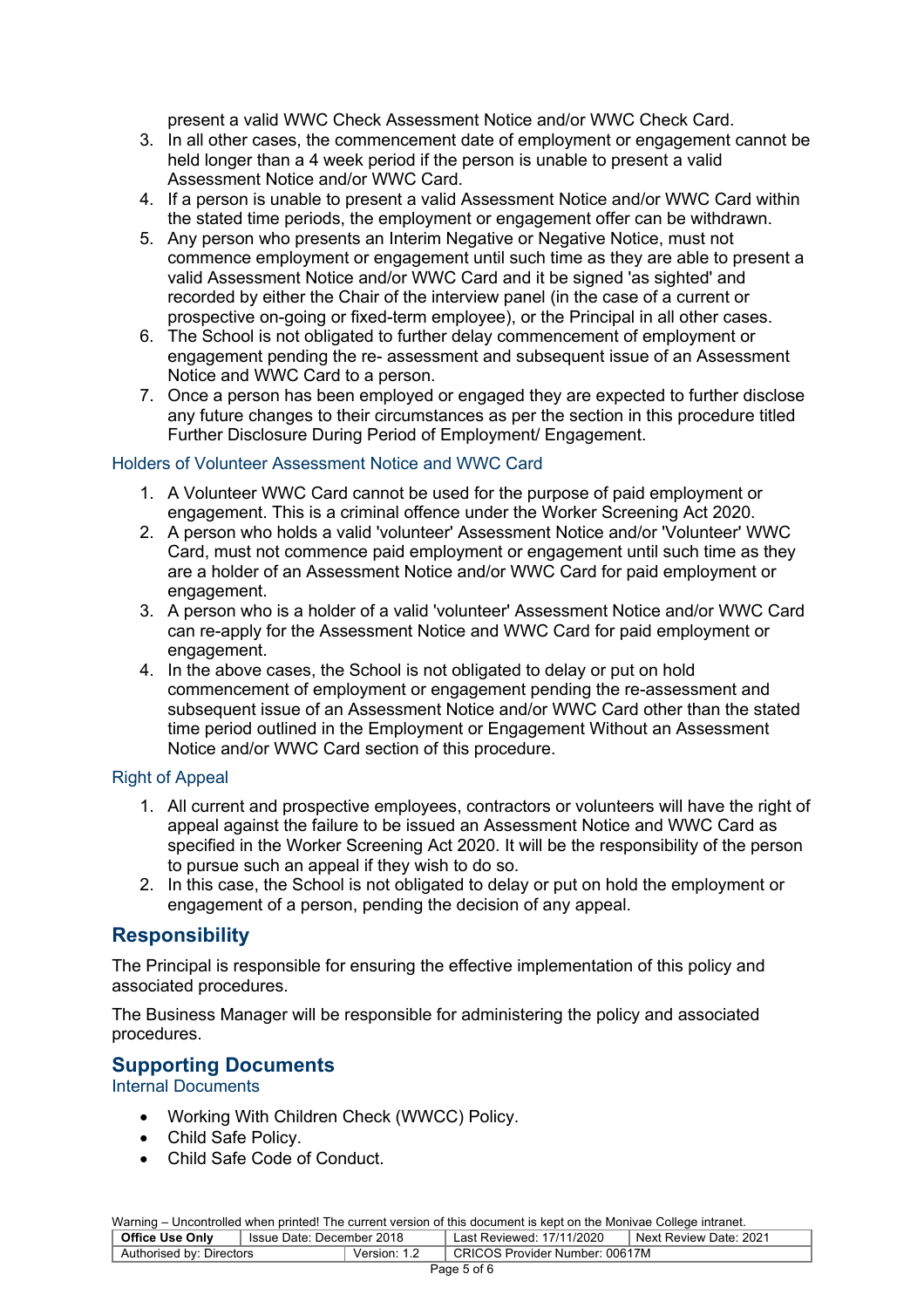present a valid WWC Check Assessment Notice and/or WWC Check Card.

3. In all other cases, the commencement date of employment or engagement cannot be held longer than a 4 week period if the person is unable to present a valid Assessment Notice and/or WWC Card.
4. If a person is unable to present a valid Assessment Notice and/or WWC Card within the stated time periods, the employment or engagement offer can be withdrawn.
5. Any person who presents an Interim Negative or Negative Notice, must not commence employment or engagement until such time as they are able to present a valid Assessment Notice and/or WWC Card and it be signed 'as sighted' and recorded by either the Chair of the interview panel (in the case of a current or prospective on-going or fixed-term employee), or the Principal in all other cases.
6. The School is not obligated to further delay commencement of employment or engagement pending the re- assessment and subsequent issue of an Assessment Notice and WWC Card to a person.
7. Once a person has been employed or engaged they are expected to further disclose any future changes to their circumstances as per the section in this procedure titled Further Disclosure During Period of Employment/ Engagement.

### Holders of Volunteer Assessment Notice and WWC Card

1. A Volunteer WWC Card cannot be used for the purpose of paid employment or engagement. This is a criminal offence under the Worker Screening Act 2020.
2. A person who holds a valid 'volunteer' Assessment Notice and/or 'Volunteer' WWC Card, must not commence paid employment or engagement until such time as they are a holder of an Assessment Notice and/or WWC Card for paid employment or engagement.
3. A person who is a holder of a valid 'volunteer' Assessment Notice and/or WWC Card can re-apply for the Assessment Notice and WWC Card for paid employment or engagement.
4. In the above cases, the School is not obligated to delay or put on hold commencement of employment or engagement pending the re-assessment and subsequent issue of an Assessment Notice and/or WWC Card other than the stated time period outlined in the Employment or Engagement Without an Assessment Notice and/or WWC Card section of this procedure.

### Right of Appeal

1. All current and prospective employees, contractors or volunteers will have the right of appeal against the failure to be issued an Assessment Notice and WWC Card as specified in the Worker Screening Act 2020. It will be the responsibility of the person to pursue such an appeal if they wish to do so.
2. In this case, the School is not obligated to delay or put on hold the employment or engagement of a person, pending the decision of any appeal.

## Responsibility

The Principal is responsible for ensuring the effective implementation of this policy and associated procedures.

The Business Manager will be responsible for administering the policy and associated procedures.

## Supporting Documents

### Internal Documents

- Working With Children Check (WWCC) Policy.
- Child Safe Policy.
- Child Safe Code of Conduct.

Warning – Uncontrolled when printed! The current version of this document is kept on the Monivae College intranet.

| **Office Use Only** | Issue Date: December 2018 | Last Reviewed: 17/11/2020 | Next Review Date: 2021 |
|---|---|---|---|
| Authorised by: Directors | Version: 1.2 | CRICOS Provider Number: 00617M | |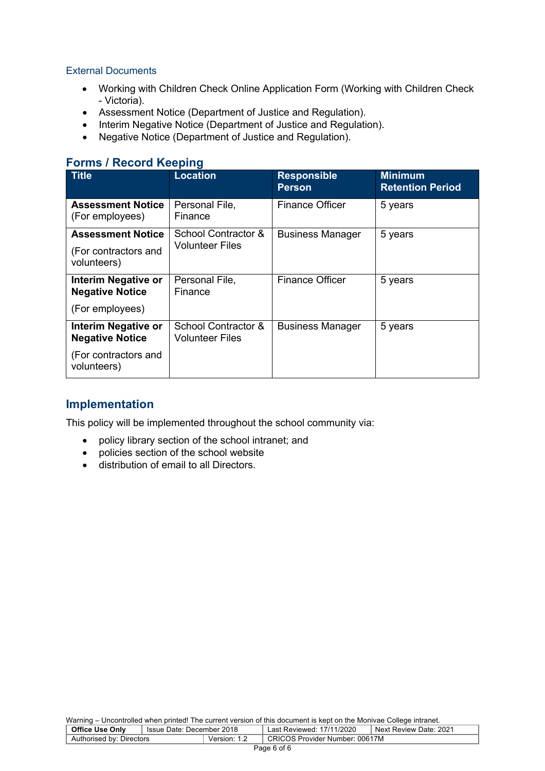### External Documents

- Working with Children Check Online Application Form (Working with Children Check - Victoria).
- Assessment Notice (Department of Justice and Regulation).
- Interim Negative Notice (Department of Justice and Regulation).
- Negative Notice (Department of Justice and Regulation).

## Forms / Record Keeping

| Title | Location | Responsible Person | Minimum Retention Period |
|---|---|---|---|
| **Assessment Notice** (For employees) | Personal File, Finance | Finance Officer | 5 years |
| **Assessment Notice** (For contractors and volunteers) | School Contractor & Volunteer Files | Business Manager | 5 years |
| **Interim Negative or Negative Notice** (For employees) | Personal File, Finance | Finance Officer | 5 years |
| **Interim Negative or Negative Notice** (For contractors and volunteers) | School Contractor & Volunteer Files | Business Manager | 5 years |

## Implementation

This policy will be implemented throughout the school community via:

- policy library section of the school intranet; and
- policies section of the school website
- distribution of email to all Directors.

Warning – Uncontrolled when printed! The current version of this document is kept on the Monivae College intranet.

| **Office Use Only** | Issue Date: December 2018 | Last Reviewed: 17/11/2020 | Next Review Date: 2021 |
|---|---|---|---|
| Authorised by: Directors | Version: 1.2 | CRICOS Provider Number: 00617M | |